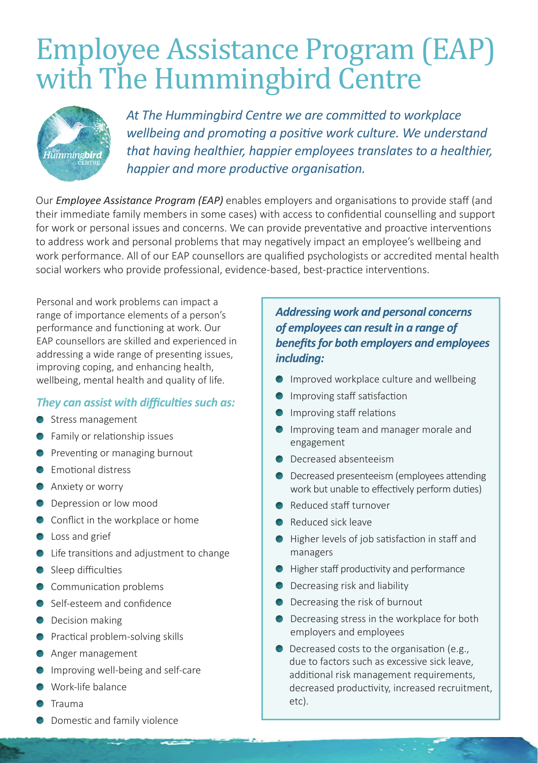# Employee Assistance Program (EAP) with The Hummingbird Centre

*At The Hummingbird Centre we are committed to workplace wellbeing and promoting a positive work culture. We understand that having healthier, happier employees translates to a healthier, happier and more productive organisation.*

Our *Employee Assistance Program (EAP)* enables employers and organisations to provide staff (and their immediate family members in some cases) with access to confidential counselling and support for work or personal issues and concerns. We can provide preventative and proactive interventions to address work and personal problems that may negatively impact an employee's wellbeing and work performance. All of our EAP counsellors are qualified psychologists or accredited mental health social workers who provide professional, evidence-based, best-practice interventions.

Personal and work problems can impact a range of importance elements of a person's performance and functioning at work. Our EAP counsellors are skilled and experienced in addressing a wide range of presenting issues, improving coping, and enhancing health, wellbeing, mental health and quality of life.

### *They can assist with difficulties such as:*

- Stress management
- Family or relationship issues
- Preventing or managing burnout
- Emotional distress
- Anxiety or worry
- Depression or low mood
- Conflict in the workplace or home
- Loss and grief
- Life transitions and adjustment to change
- Sleep difficulties
- Communication problems
- Self-esteem and confidence
- Decision making
- Practical problem-solving skills
- Anger management
- Improving well-being and self-care
- Work-life balance
- Trauma
- Domestic and family violence

### *Addressing work and personal concerns of employees can result in a range of benefits for both employers and employees including:*

- Improved workplace culture and wellbeing
- Improving staff satisfaction
- Improving staff relations
- Improving team and manager morale and engagement
- Decreased absenteeism
- Decreased presenteeism (employees attending work but unable to effectively perform duties)
- Reduced staff turnover
- Reduced sick leave
- Higher levels of job satisfaction in staff and managers
- Higher staff productivity and performance
- Decreasing risk and liability
- Decreasing the risk of burnout
- Decreasing stress in the workplace for both employers and employees
- Decreased costs to the organisation (e.g., due to factors such as excessive sick leave, additional risk management requirements, decreased productivity, increased recruitment, etc).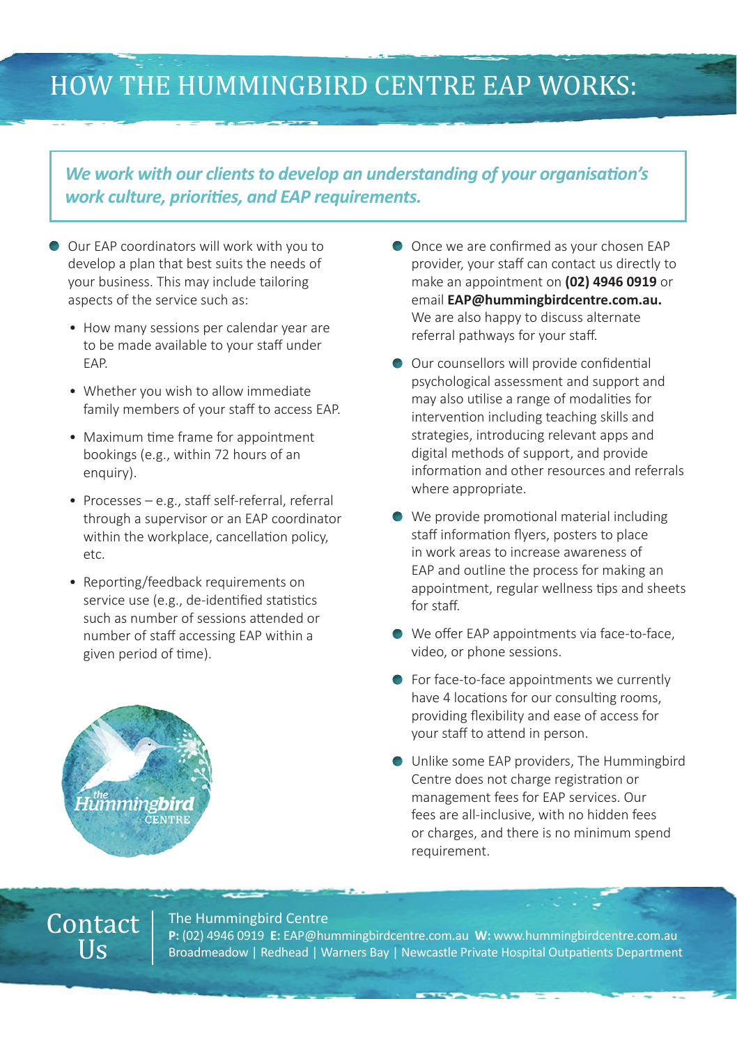# HOW THE HUMMINGBIRD CENTRE EAP WORKS:

***We work with our clients to develop an understanding of your organisation's work culture, priorities, and EAP requirements.***

- Our EAP coordinators will work with you to develop a plan that best suits the needs of your business. This may include tailoring aspects of the service such as:
  - How many sessions per calendar year are to be made available to your staff under EAP.
  - Whether you wish to allow immediate family members of your staff to access EAP.
  - Maximum time frame for appointment bookings (e.g., within 72 hours of an enquiry).
  - Processes – e.g., staff self-referral, referral through a supervisor or an EAP coordinator within the workplace, cancellation policy, etc.
  - Reporting/feedback requirements on service use (e.g., de-identified statistics such as number of sessions attended or number of staff accessing EAP within a given period of time).

- Once we are confirmed as your chosen EAP provider, your staff can contact us directly to make an appointment on **(02) 4946 0919** or email **EAP@hummingbirdcentre.com.au.** We are also happy to discuss alternate referral pathways for your staff.
- Our counsellors will provide confidential psychological assessment and support and may also utilise a range of modalities for intervention including teaching skills and strategies, introducing relevant apps and digital methods of support, and provide information and other resources and referrals where appropriate.
- We provide promotional material including staff information flyers, posters to place in work areas to increase awareness of EAP and outline the process for making an appointment, regular wellness tips and sheets for staff.
- We offer EAP appointments via face-to-face, video, or phone sessions.
- For face-to-face appointments we currently have 4 locations for our consulting rooms, providing flexibility and ease of access for your staff to attend in person.
- Unlike some EAP providers, The Hummingbird Centre does not charge registration or management fees for EAP services. Our fees are all-inclusive, with no hidden fees or charges, and there is no minimum spend requirement.

the Hummingbird CENTRE

## Contact Us

The Hummingbird Centre
**P:** (02) 4946 0919 **E:** EAP@hummingbirdcentre.com.au **W:** www.hummingbirdcentre.com.au
Broadmeadow | Redhead | Warners Bay | Newcastle Private Hospital Outpatients Department